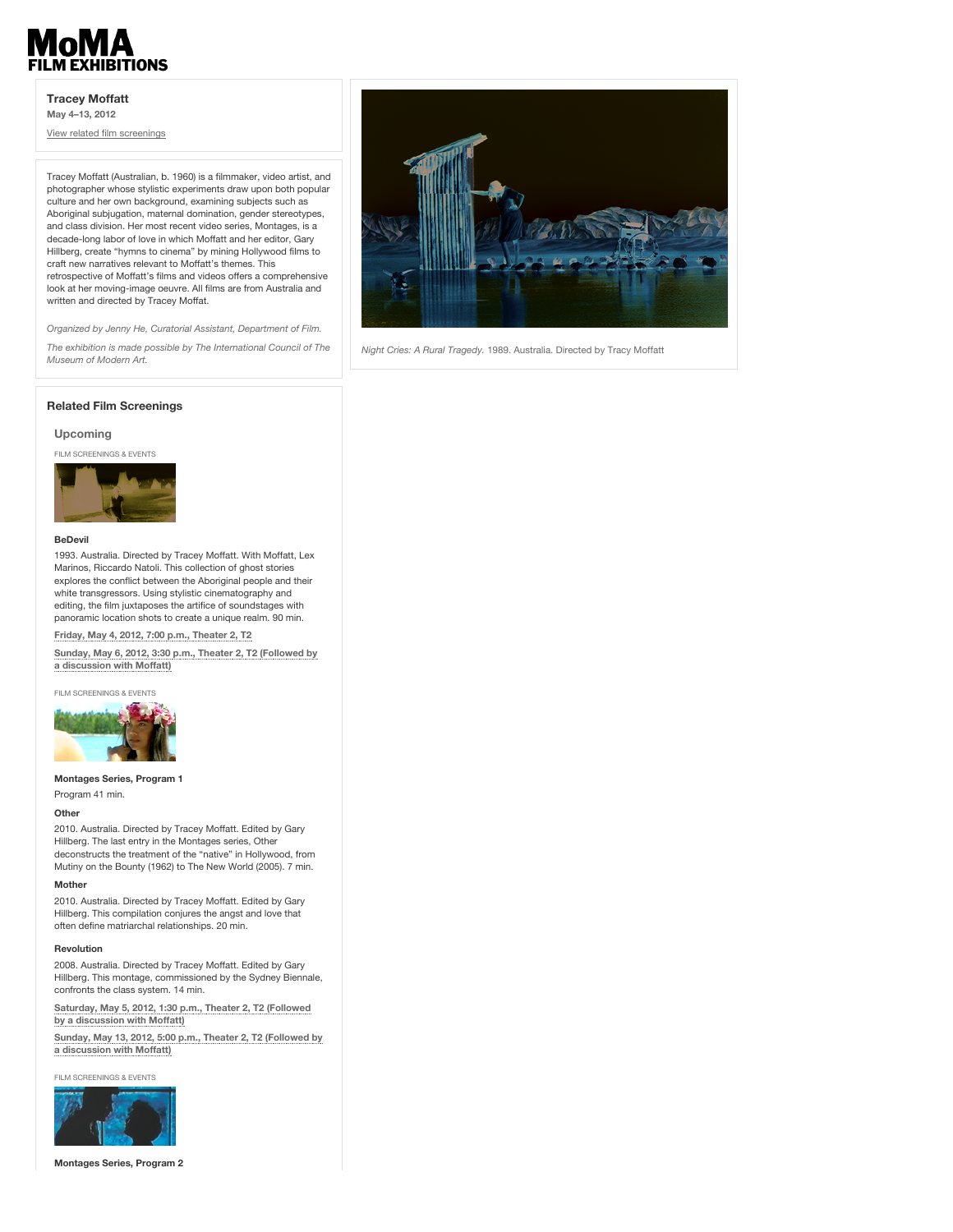# MoMA FILM EXHIBITIONS

## Tracey Moffatt

**May 4–13, 2012**

View related film screenings

Tracey Moffatt (Australian, b. 1960) is a filmmaker, video artist, and photographer whose stylistic experiments draw upon both popular culture and her own background, examining subjects such as Aboriginal subjugation, maternal domination, gender stereotypes, and class division. Her most recent video series, Montages, is a decade-long labor of love in which Moffatt and her editor, Gary Hillberg, create "hymns to cinema" by mining Hollywood films to craft new narratives relevant to Moffatt's themes. This retrospective of Moffatt's films and videos offers a comprehensive look at her moving-image oeuvre. All films are from Australia and written and directed by Tracey Moffat.

*Organized by Jenny He, Curatorial Assistant, Department of Film.*

*The exhibition is made possible by The International Council of The Museum of Modern Art.*

*Night Cries: A Rural Tragedy*. 1989. Australia. Directed by Tracy Moffatt

## Related Film Screenings

### Upcoming

FILM SCREENINGS & EVENTS

**BeDevil**

1993. Australia. Directed by Tracey Moffatt. With Moffatt, Lex Marinos, Riccardo Natoli. This collection of ghost stories explores the conflict between the Aboriginal people and their white transgressors. Using stylistic cinematography and editing, the film juxtaposes the artifice of soundstages with panoramic location shots to create a unique realm. 90 min.

Friday, May 4, 2012, 7:00 p.m., Theater 2, T2

Sunday, May 6, 2012, 3:30 p.m., Theater 2, T2 (Followed by a discussion with Moffatt)

FILM SCREENINGS & EVENTS

**Montages Series, Program 1**

Program 41 min.

**Other**

2010. Australia. Directed by Tracey Moffatt. Edited by Gary Hillberg. The last entry in the Montages series, Other deconstructs the treatment of the "native" in Hollywood, from Mutiny on the Bounty (1962) to The New World (2005). 7 min.

**Mother**

2010. Australia. Directed by Tracey Moffatt. Edited by Gary Hillberg. This compilation conjures the angst and love that often define matriarchal relationships. 20 min.

**Revolution**

2008. Australia. Directed by Tracey Moffatt. Edited by Gary Hillberg. This montage, commissioned by the Sydney Biennale, confronts the class system. 14 min.

Saturday, May 5, 2012, 1:30 p.m., Theater 2, T2 (Followed by a discussion with Moffatt)

Sunday, May 13, 2012, 5:00 p.m., Theater 2, T2 (Followed by a discussion with Moffatt)

FILM SCREENINGS & EVENTS

**Montages Series, Program 2**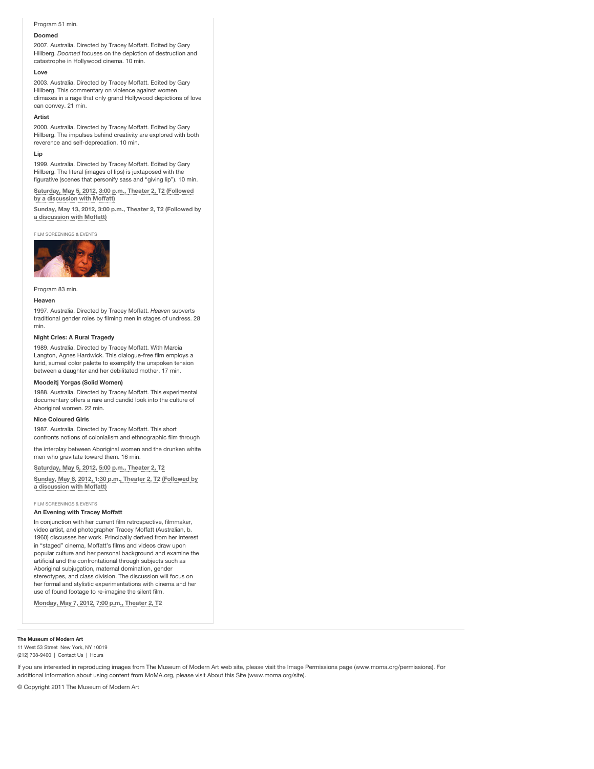Program 51 min.

**Doomed**

2007. Australia. Directed by Tracey Moffatt. Edited by Gary Hillberg. *Doomed* focuses on the depiction of destruction and catastrophe in Hollywood cinema. 10 min.

**Love**

2003. Australia. Directed by Tracey Moffatt. Edited by Gary Hillberg. This commentary on violence against women climaxes in a rage that only grand Hollywood depictions of love can convey. 21 min.

**Artist**

2000. Australia. Directed by Tracey Moffatt. Edited by Gary Hillberg. The impulses behind creativity are explored with both reverence and self-deprecation. 10 min.

**Lip**

1999. Australia. Directed by Tracey Moffatt. Edited by Gary Hillberg. The literal (images of lips) is juxtaposed with the figurative (scenes that personify sass and "giving lip"). 10 min.

Saturday, May 5, 2012, 3:00 p.m., Theater 2, T2 (Followed by a discussion with Moffatt)

Sunday, May 13, 2012, 3:00 p.m., Theater 2, T2 (Followed by a discussion with Moffatt)

FILM SCREENINGS & EVENTS

Program 83 min.

**Heaven**

1997. Australia. Directed by Tracey Moffatt. *Heaven* subverts traditional gender roles by filming men in stages of undress. 28 min.

**Night Cries: A Rural Tragedy**

1989. Australia. Directed by Tracey Moffatt. With Marcia Langton, Agnes Hardwick. This dialogue-free film employs a lurid, surreal color palette to exemplify the unspoken tension between a daughter and her debilitated mother. 17 min.

**Moodeitj Yorgas (Solid Women)**

1988. Australia. Directed by Tracey Moffatt. This experimental documentary offers a rare and candid look into the culture of Aboriginal women. 22 min.

**Nice Coloured Girls**

1987. Australia. Directed by Tracey Moffatt. This short confronts notions of colonialism and ethnographic film through the interplay between Aboriginal women and the drunken white men who gravitate toward them. 16 min.

Saturday, May 5, 2012, 5:00 p.m., Theater 2, T2

Sunday, May 6, 2012, 1:30 p.m., Theater 2, T2 (Followed by a discussion with Moffatt)

FILM SCREENINGS & EVENTS

**An Evening with Tracey Moffatt**

In conjunction with her current film retrospective, filmmaker, video artist, and photographer Tracey Moffatt (Australian, b. 1960) discusses her work. Principally derived from her interest in "staged" cinema, Moffatt's films and videos draw upon popular culture and her personal background and examine the artificial and the confrontational through subjects such as Aboriginal subjugation, maternal domination, gender stereotypes, and class division. The discussion will focus on her formal and stylistic experimentations with cinema and her use of found footage to re-imagine the silent film.

Monday, May 7, 2012, 7:00 p.m., Theater 2, T2

**The Museum of Modern Art**
11 West 53 Street New York, NY 10019
(212) 708-9400 | Contact Us | Hours

If you are interested in reproducing images from The Museum of Modern Art web site, please visit the Image Permissions page (www.moma.org/permissions). For additional information about using content from MoMA.org, please visit About this Site (www.moma.org/site).

© Copyright 2011 The Museum of Modern Art